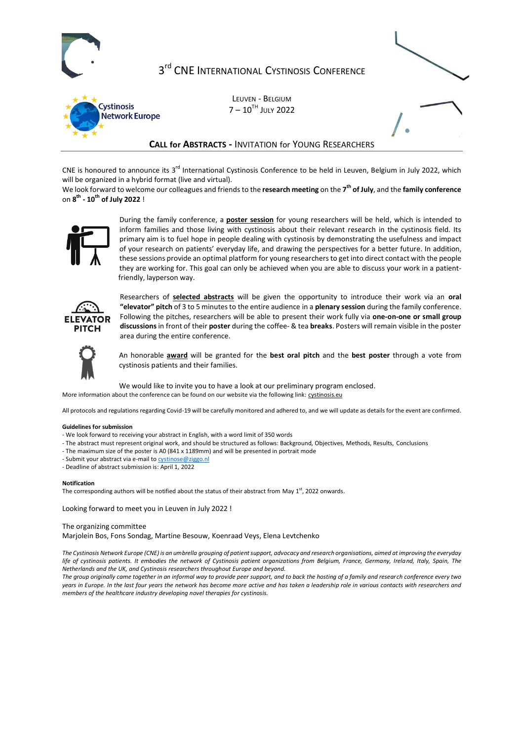# 3rd CNE International Cystinosis Conference

Cystinosis Network Europe

Leuven - Belgium
7 – 10th July 2022

## Call for Abstracts - Invitation for Young Researchers

CNE is honoured to announce its 3rd International Cystinosis Conference to be held in Leuven, Belgium in July 2022, which will be organized in a hybrid format (live and virtual).

We look forward to welcome our colleagues and friends to the **research meeting** on the **7th of July**, and the **family conference** on **8th - 10th of July 2022** !

During the family conference, a **poster session** for young researchers will be held, which is intended to inform families and those living with cystinosis about their relevant research in the cystinosis field. Its primary aim is to fuel hope in people dealing with cystinosis by demonstrating the usefulness and impact of your research on patients' everyday life, and drawing the perspectives for a better future. In addition, these sessions provide an optimal platform for young researchers to get into direct contact with the people they are working for. This goal can only be achieved when you are able to discuss your work in a patient-friendly, layperson way.

ELEVATOR PITCH

Researchers of **selected abstracts** will be given the opportunity to introduce their work via an **oral "elevator" pitch** of 3 to 5 minutes to the entire audience in a **plenary session** during the family conference. Following the pitches, researchers will be able to present their work fully via **one-on-one or small group discussions** in front of their **poster** during the coffee- & tea **breaks**. Posters will remain visible in the poster area during the entire conference.

An honorable **award** will be granted for the **best oral pitch** and the **best poster** through a vote from cystinosis patients and their families.

We would like to invite you to have a look at our preliminary program enclosed.

More information about the conference can be found on our website via the following link: cystinosis.eu

All protocols and regulations regarding Covid-19 will be carefully monitored and adhered to, and we will update as details for the event are confirmed.

**Guidelines for submission**

- We look forward to receiving your abstract in English, with a word limit of 350 words
- The abstract must represent original work, and should be structured as follows: Background, Objectives, Methods, Results, Conclusions
- The maximum size of the poster is A0 (841 x 1189mm) and will be presented in portrait mode
- Submit your abstract via e-mail to cystinose@ziggo.nl
- Deadline of abstract submission is: April 1, 2022

**Notification**

The corresponding authors will be notified about the status of their abstract from May 1st, 2022 onwards.

Looking forward to meet you in Leuven in July 2022 !

The organizing committee
Marjolein Bos, Fons Sondag, Martine Besouw, Koenraad Veys, Elena Levtchenko

*The Cystinosis Network Europe (CNE) is an umbrella grouping of patient support, advocacy and research organisations, aimed at improving the everyday life of cystinosis patients. It embodies the network of Cystinosis patient organizations from Belgium, France, Germany, Ireland, Italy, Spain, The Netherlands and the UK, and Cystinosis researchers throughout Europe and beyond.*

*The group originally came together in an informal way to provide peer support, and to back the hosting of a family and research conference every two years in Europe. In the last four years the network has become more active and has taken a leadership role in various contacts with researchers and members of the healthcare industry developing novel therapies for cystinosis.*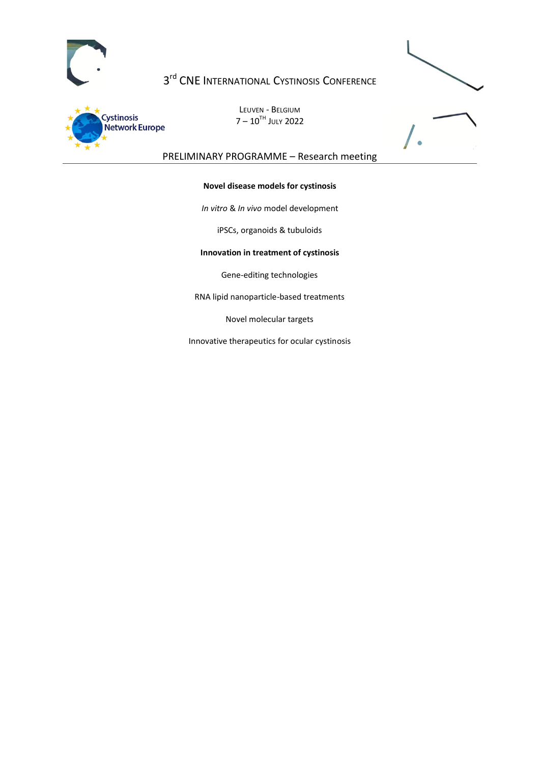# 3rd CNE International Cystinosis Conference

Leuven - Belgium
7 – 10th July 2022

## PRELIMINARY PROGRAMME – Research meeting

**Novel disease models for cystinosis**

*In vitro* & *In vivo* model development

iPSCs, organoids & tubuloids

**Innovation in treatment of cystinosis**

Gene-editing technologies

RNA lipid nanoparticle-based treatments

Novel molecular targets

Innovative therapeutics for ocular cystinosis